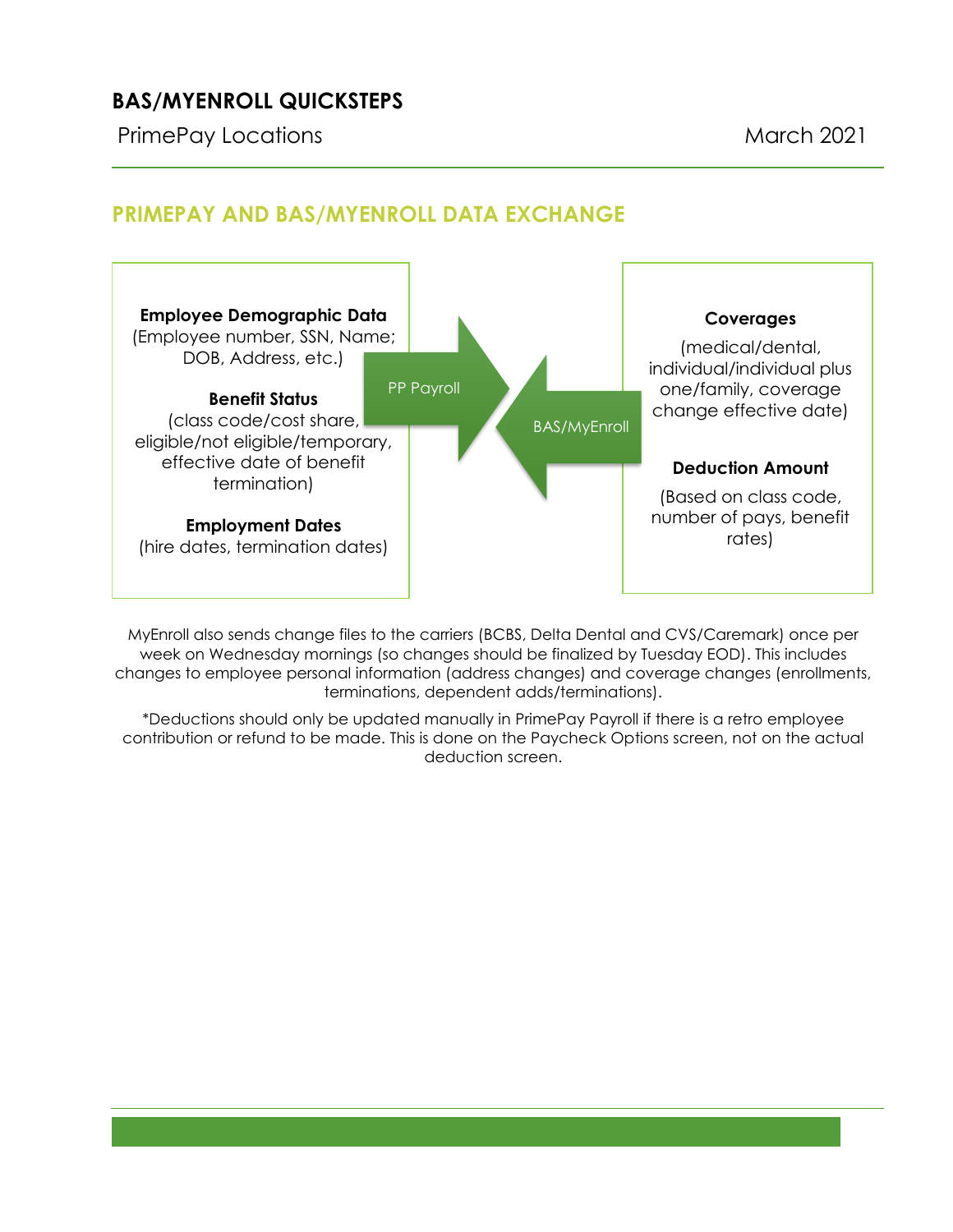# BAS/MYENROLL QUICKSTEPS

PrimePay Locations March 2021

## PRIMEPAY AND BAS/MYENROLL DATA EXCHANGE

**Employee Demographic Data**
(Employee number, SSN, Name; DOB, Address, etc.)

**Benefit Status**
(class code/cost share, eligible/not eligible/temporary, effective date of benefit termination)

**Employment Dates**
(hire dates, termination dates)

PP Payroll →

← BAS/MyEnroll

**Coverages**
(medical/dental, individual/individual plus one/family, coverage change effective date)

**Deduction Amount**
(Based on class code, number of pays, benefit rates)

MyEnroll also sends change files to the carriers (BCBS, Delta Dental and CVS/Caremark) once per week on Wednesday mornings (so changes should be finalized by Tuesday EOD). This includes changes to employee personal information (address changes) and coverage changes (enrollments, terminations, dependent adds/terminations).

*Deductions should only be updated manually in PrimePay Payroll if there is a retro employee contribution or refund to be made. This is done on the Paycheck Options screen, not on the actual deduction screen.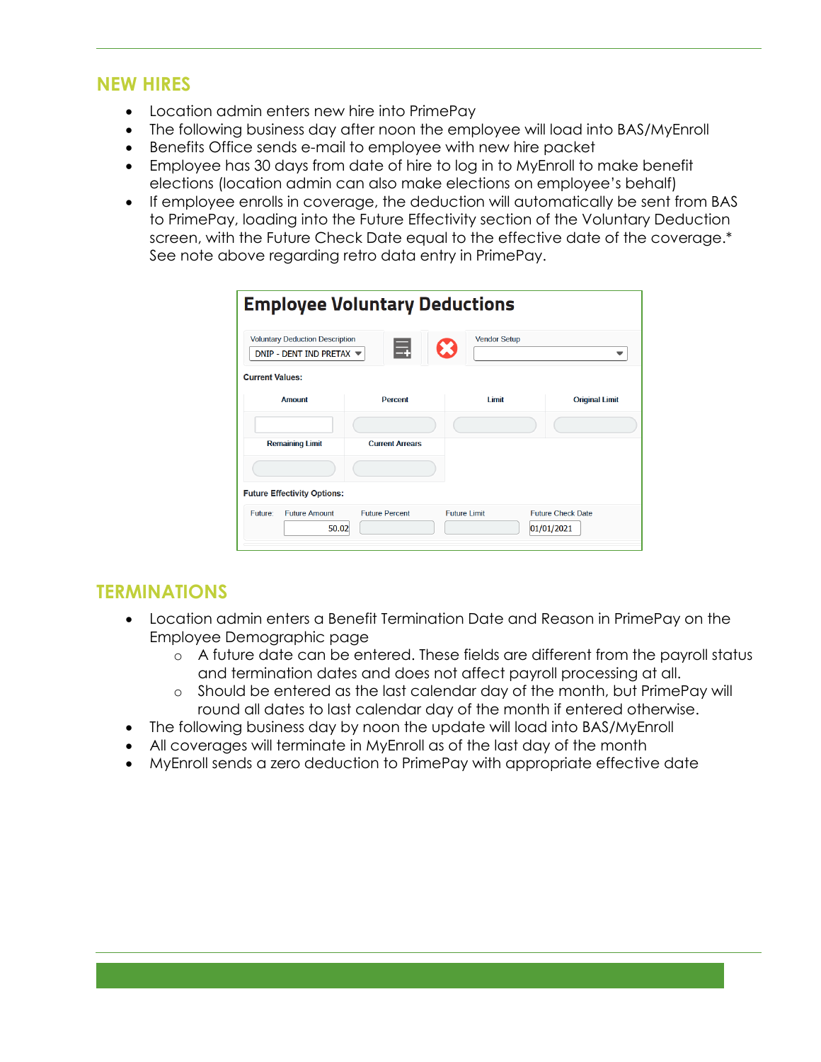## NEW HIRES

- Location admin enters new hire into PrimePay
- The following business day after noon the employee will load into BAS/MyEnroll
- Benefits Office sends e-mail to employee with new hire packet
- Employee has 30 days from date of hire to log in to MyEnroll to make benefit elections (location admin can also make elections on employee's behalf)
- If employee enrolls in coverage, the deduction will automatically be sent from BAS to PrimePay, loading into the Future Effectivity section of the Voluntary Deduction screen, with the Future Check Date equal to the effective date of the coverage.* See note above regarding retro data entry in PrimePay.

**Employee Voluntary Deductions**

Voluntary Deduction Description: DNIP - DENT IND PRETAX

Vendor Setup:

Current Values:

| Amount | Percent | Limit | Original Limit |
|---|---|---|---|
| | | | |

| Remaining Limit | Current Arrears |
|---|---|
| | |

Future Effectivity Options:

| Future: | Future Amount | Future Percent | Future Limit | Future Check Date |
|---|---|---|---|---|
| | 50.02 | | | 01/01/2021 |

## TERMINATIONS

- Location admin enters a Benefit Termination Date and Reason in PrimePay on the Employee Demographic page
  - A future date can be entered. These fields are different from the payroll status and termination dates and does not affect payroll processing at all.
  - Should be entered as the last calendar day of the month, but PrimePay will round all dates to last calendar day of the month if entered otherwise.
- The following business day by noon the update will load into BAS/MyEnroll
- All coverages will terminate in MyEnroll as of the last day of the month
- MyEnroll sends a zero deduction to PrimePay with appropriate effective date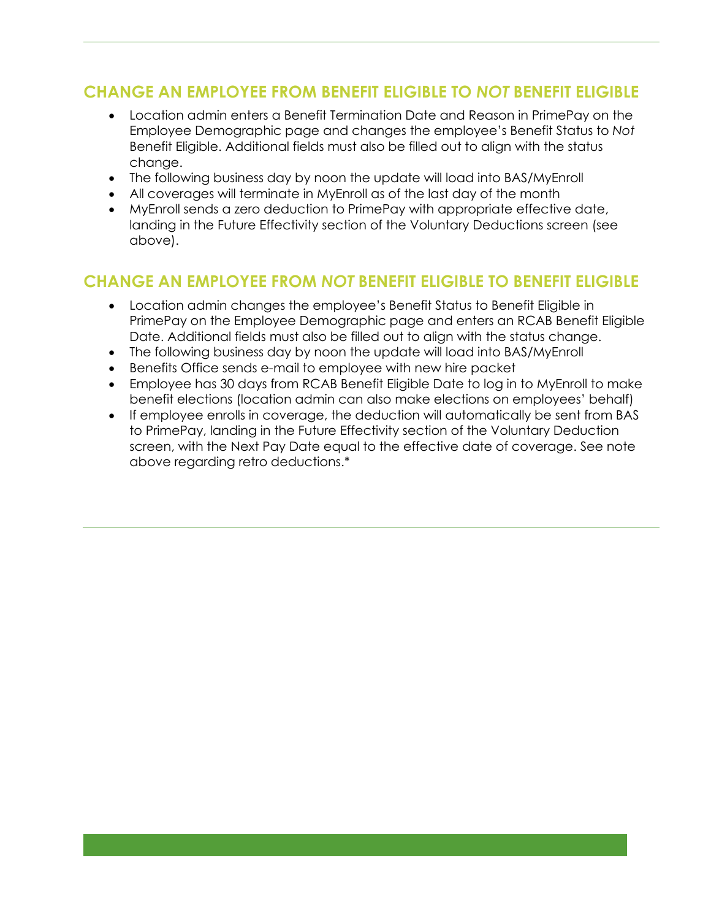## CHANGE AN EMPLOYEE FROM BENEFIT ELIGIBLE TO *NOT* BENEFIT ELIGIBLE

- Location admin enters a Benefit Termination Date and Reason in PrimePay on the Employee Demographic page and changes the employee's Benefit Status to *Not* Benefit Eligible. Additional fields must also be filled out to align with the status change.
- The following business day by noon the update will load into BAS/MyEnroll
- All coverages will terminate in MyEnroll as of the last day of the month
- MyEnroll sends a zero deduction to PrimePay with appropriate effective date, landing in the Future Effectivity section of the Voluntary Deductions screen (see above).

## CHANGE AN EMPLOYEE FROM *NOT* BENEFIT ELIGIBLE TO BENEFIT ELIGIBLE

- Location admin changes the employee's Benefit Status to Benefit Eligible in PrimePay on the Employee Demographic page and enters an RCAB Benefit Eligible Date. Additional fields must also be filled out to align with the status change.
- The following business day by noon the update will load into BAS/MyEnroll
- Benefits Office sends e-mail to employee with new hire packet
- Employee has 30 days from RCAB Benefit Eligible Date to log in to MyEnroll to make benefit elections (location admin can also make elections on employees' behalf)
- If employee enrolls in coverage, the deduction will automatically be sent from BAS to PrimePay, landing in the Future Effectivity section of the Voluntary Deduction screen, with the Next Pay Date equal to the effective date of coverage. See note above regarding retro deductions.*